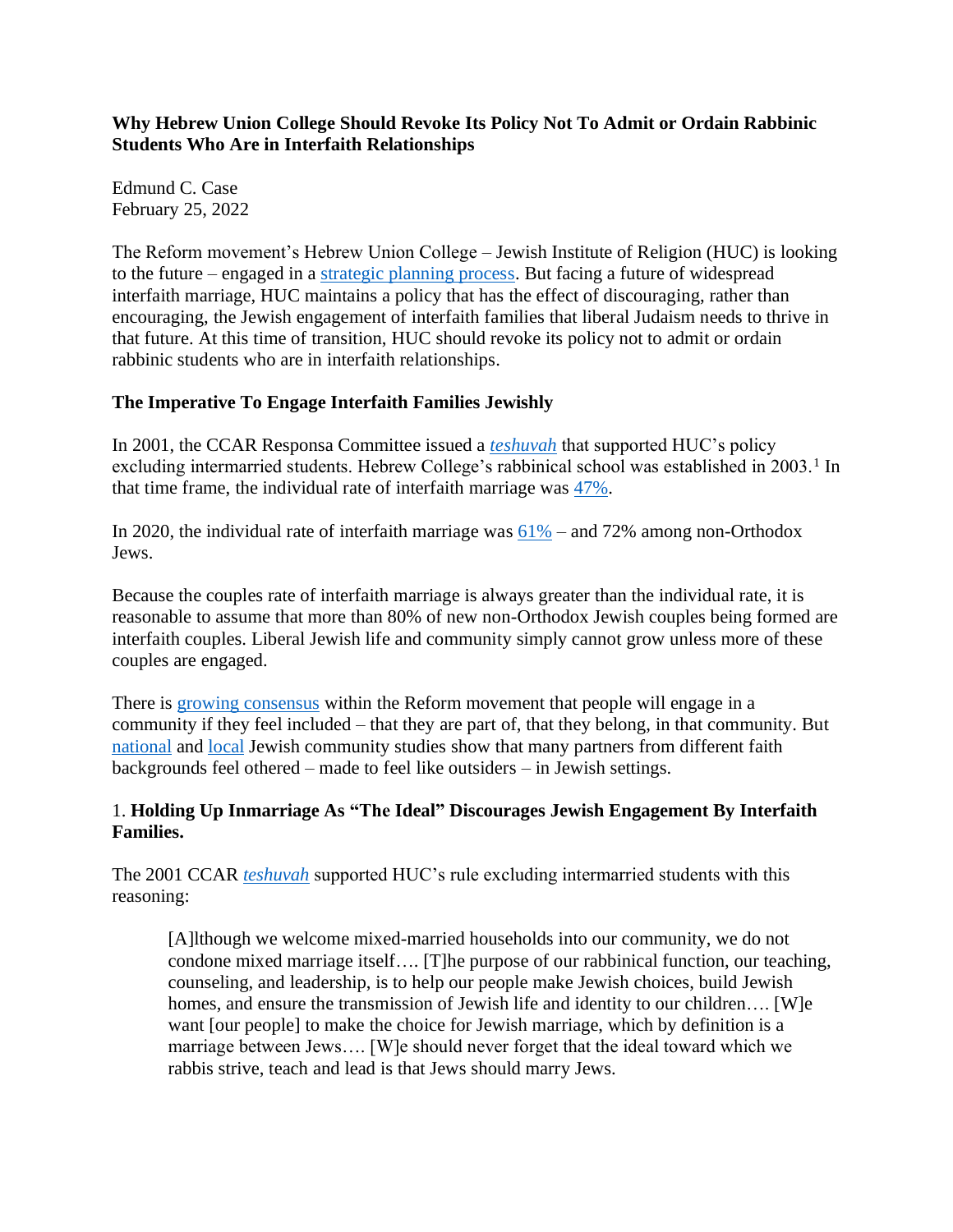**Why Hebrew Union College Should Revoke Its Policy Not To Admit or Ordain Rabbinic Students Who Are in Interfaith Relationships**

Edmund C. Case
February 25, 2022

The Reform movement's Hebrew Union College – Jewish Institute of Religion (HUC) is looking to the future – engaged in a strategic planning process. But facing a future of widespread interfaith marriage, HUC maintains a policy that has the effect of discouraging, rather than encouraging, the Jewish engagement of interfaith families that liberal Judaism needs to thrive in that future. At this time of transition, HUC should revoke its policy not to admit or ordain rabbinic students who are in interfaith relationships.

## The Imperative To Engage Interfaith Families Jewishly

In 2001, the CCAR Responsa Committee issued a *teshuvah* that supported HUC's policy excluding intermarried students. Hebrew College's rabbinical school was established in 2003.[1] In that time frame, the individual rate of interfaith marriage was 47%.

In 2020, the individual rate of interfaith marriage was 61% – and 72% among non-Orthodox Jews.

Because the couples rate of interfaith marriage is always greater than the individual rate, it is reasonable to assume that more than 80% of new non-Orthodox Jewish couples being formed are interfaith couples. Liberal Jewish life and community simply cannot grow unless more of these couples are engaged.

There is growing consensus within the Reform movement that people will engage in a community if they feel included – that they are part of, that they belong, in that community. But national and local Jewish community studies show that many partners from different faith backgrounds feel othered – made to feel like outsiders – in Jewish settings.

## 1. Holding Up Inmarriage As "The Ideal" Discourages Jewish Engagement By Interfaith Families.

The 2001 CCAR *teshuvah* supported HUC's rule excluding intermarried students with this reasoning:

> [A]lthough we welcome mixed-married households into our community, we do not condone mixed marriage itself…. [T]he purpose of our rabbinical function, our teaching, counseling, and leadership, is to help our people make Jewish choices, build Jewish homes, and ensure the transmission of Jewish life and identity to our children…. [W]e want [our people] to make the choice for Jewish marriage, which by definition is a marriage between Jews…. [W]e should never forget that the ideal toward which we rabbis strive, teach and lead is that Jews should marry Jews.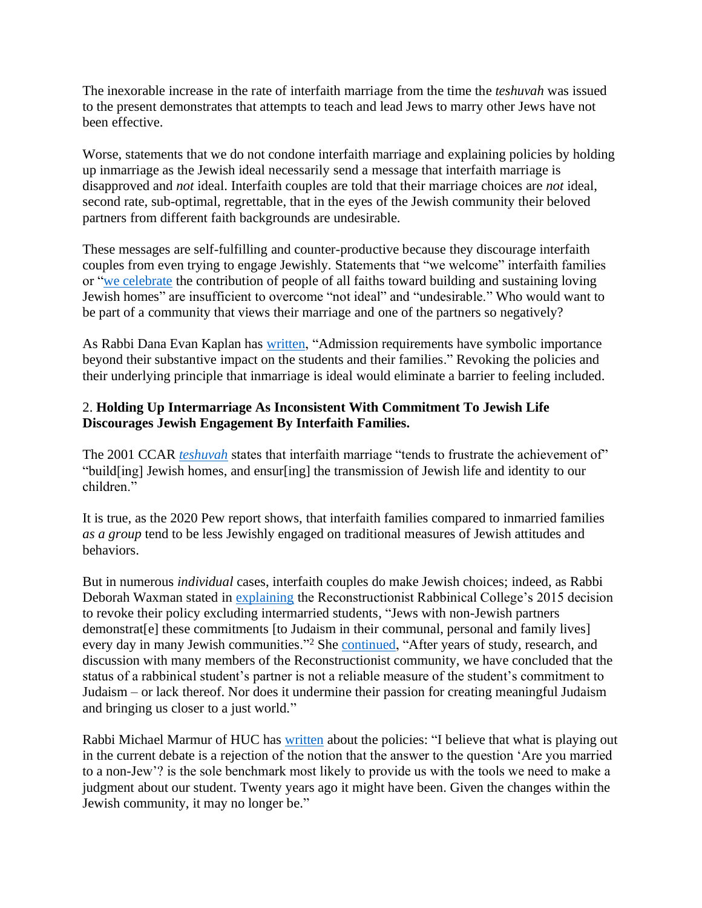The inexorable increase in the rate of interfaith marriage from the time the *teshuvah* was issued to the present demonstrates that attempts to teach and lead Jews to marry other Jews have not been effective.

Worse, statements that we do not condone interfaith marriage and explaining policies by holding up inmarriage as the Jewish ideal necessarily send a message that interfaith marriage is disapproved and *not* ideal. Interfaith couples are told that their marriage choices are *not* ideal, second rate, sub-optimal, regrettable, that in the eyes of the Jewish community their beloved partners from different faith backgrounds are undesirable.

These messages are self-fulfilling and counter-productive because they discourage interfaith couples from even trying to engage Jewishly. Statements that "we welcome" interfaith families or "we celebrate the contribution of people of all faiths toward building and sustaining loving Jewish homes" are insufficient to overcome "not ideal" and "undesirable." Who would want to be part of a community that views their marriage and one of the partners so negatively?

As Rabbi Dana Evan Kaplan has written, "Admission requirements have symbolic importance beyond their substantive impact on the students and their families." Revoking the policies and their underlying principle that inmarriage is ideal would eliminate a barrier to feeling included.

2. **Holding Up Intermarriage As Inconsistent With Commitment To Jewish Life Discourages Jewish Engagement By Interfaith Families.**

The 2001 CCAR *teshuvah* states that interfaith marriage "tends to frustrate the achievement of" "build[ing] Jewish homes, and ensur[ing] the transmission of Jewish life and identity to our children."

It is true, as the 2020 Pew report shows, that interfaith families compared to inmarried families *as a group* tend to be less Jewishly engaged on traditional measures of Jewish attitudes and behaviors.

But in numerous *individual* cases, interfaith couples do make Jewish choices; indeed, as Rabbi Deborah Waxman stated in explaining the Reconstructionist Rabbinical College's 2015 decision to revoke their policy excluding intermarried students, "Jews with non-Jewish partners demonstrat[e] these commitments [to Judaism in their communal, personal and family lives] every day in many Jewish communities."[2] She continued, "After years of study, research, and discussion with many members of the Reconstructionist community, we have concluded that the status of a rabbinical student's partner is not a reliable measure of the student's commitment to Judaism – or lack thereof. Nor does it undermine their passion for creating meaningful Judaism and bringing us closer to a just world."

Rabbi Michael Marmur of HUC has written about the policies: "I believe that what is playing out in the current debate is a rejection of the notion that the answer to the question 'Are you married to a non-Jew'? is the sole benchmark most likely to provide us with the tools we need to make a judgment about our student. Twenty years ago it might have been. Given the changes within the Jewish community, it may no longer be."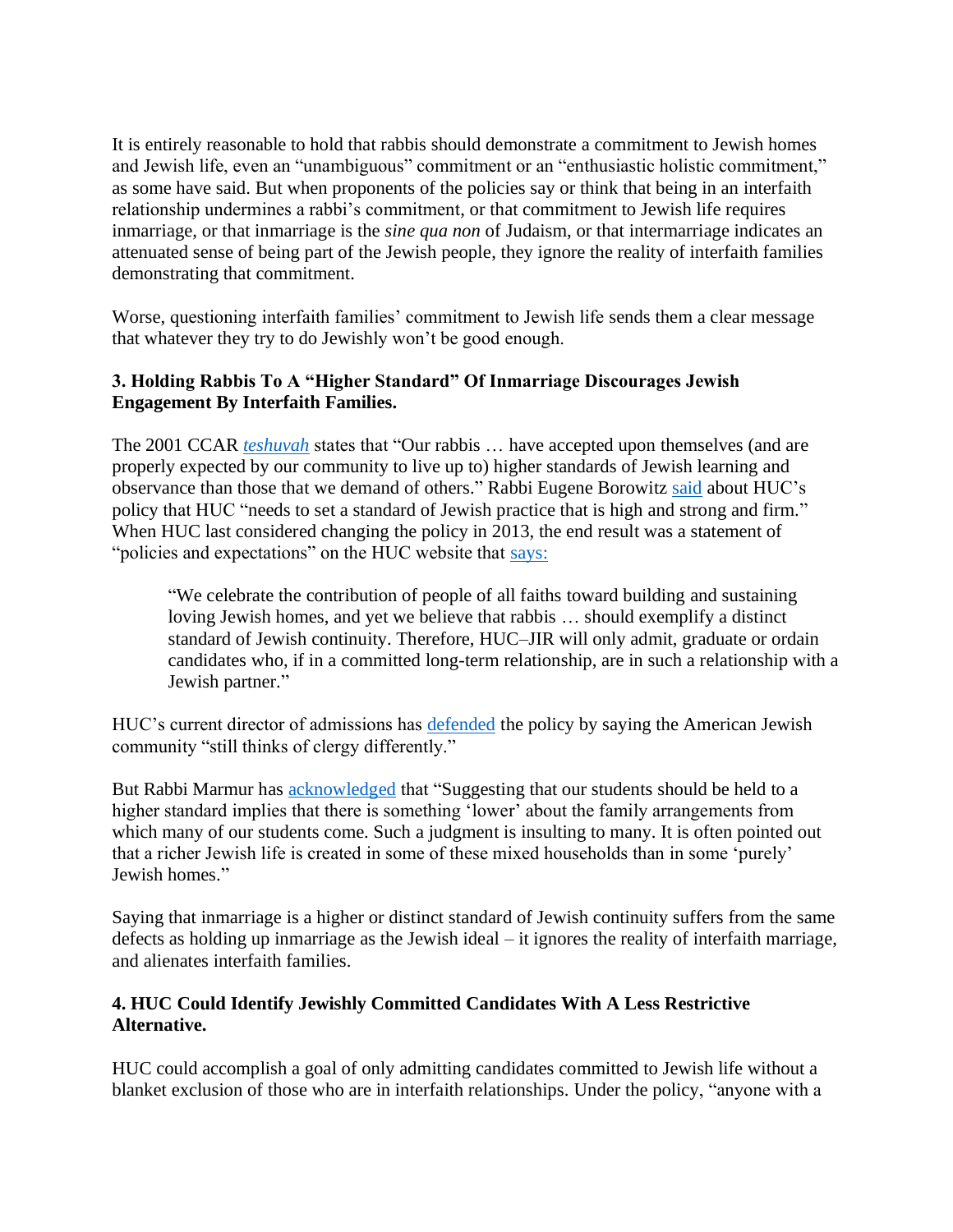It is entirely reasonable to hold that rabbis should demonstrate a commitment to Jewish homes and Jewish life, even an "unambiguous" commitment or an "enthusiastic holistic commitment," as some have said. But when proponents of the policies say or think that being in an interfaith relationship undermines a rabbi's commitment, or that commitment to Jewish life requires inmarriage, or that inmarriage is the *sine qua non* of Judaism, or that intermarriage indicates an attenuated sense of being part of the Jewish people, they ignore the reality of interfaith families demonstrating that commitment.

Worse, questioning interfaith families' commitment to Jewish life sends them a clear message that whatever they try to do Jewishly won't be good enough.

### 3. Holding Rabbis To A "Higher Standard" Of Inmarriage Discourages Jewish Engagement By Interfaith Families.

The 2001 CCAR *teshuvah* states that "Our rabbis … have accepted upon themselves (and are properly expected by our community to live up to) higher standards of Jewish learning and observance than those that we demand of others." Rabbi Eugene Borowitz said about HUC's policy that HUC "needs to set a standard of Jewish practice that is high and strong and firm." When HUC last considered changing the policy in 2013, the end result was a statement of "policies and expectations" on the HUC website that says:

> "We celebrate the contribution of people of all faiths toward building and sustaining loving Jewish homes, and yet we believe that rabbis … should exemplify a distinct standard of Jewish continuity. Therefore, HUC–JIR will only admit, graduate or ordain candidates who, if in a committed long-term relationship, are in such a relationship with a Jewish partner."

HUC's current director of admissions has defended the policy by saying the American Jewish community "still thinks of clergy differently."

But Rabbi Marmur has acknowledged that "Suggesting that our students should be held to a higher standard implies that there is something 'lower' about the family arrangements from which many of our students come. Such a judgment is insulting to many. It is often pointed out that a richer Jewish life is created in some of these mixed households than in some 'purely' Jewish homes."

Saying that inmarriage is a higher or distinct standard of Jewish continuity suffers from the same defects as holding up inmarriage as the Jewish ideal – it ignores the reality of interfaith marriage, and alienates interfaith families.

### 4. HUC Could Identify Jewishly Committed Candidates With A Less Restrictive Alternative.

HUC could accomplish a goal of only admitting candidates committed to Jewish life without a blanket exclusion of those who are in interfaith relationships. Under the policy, "anyone with a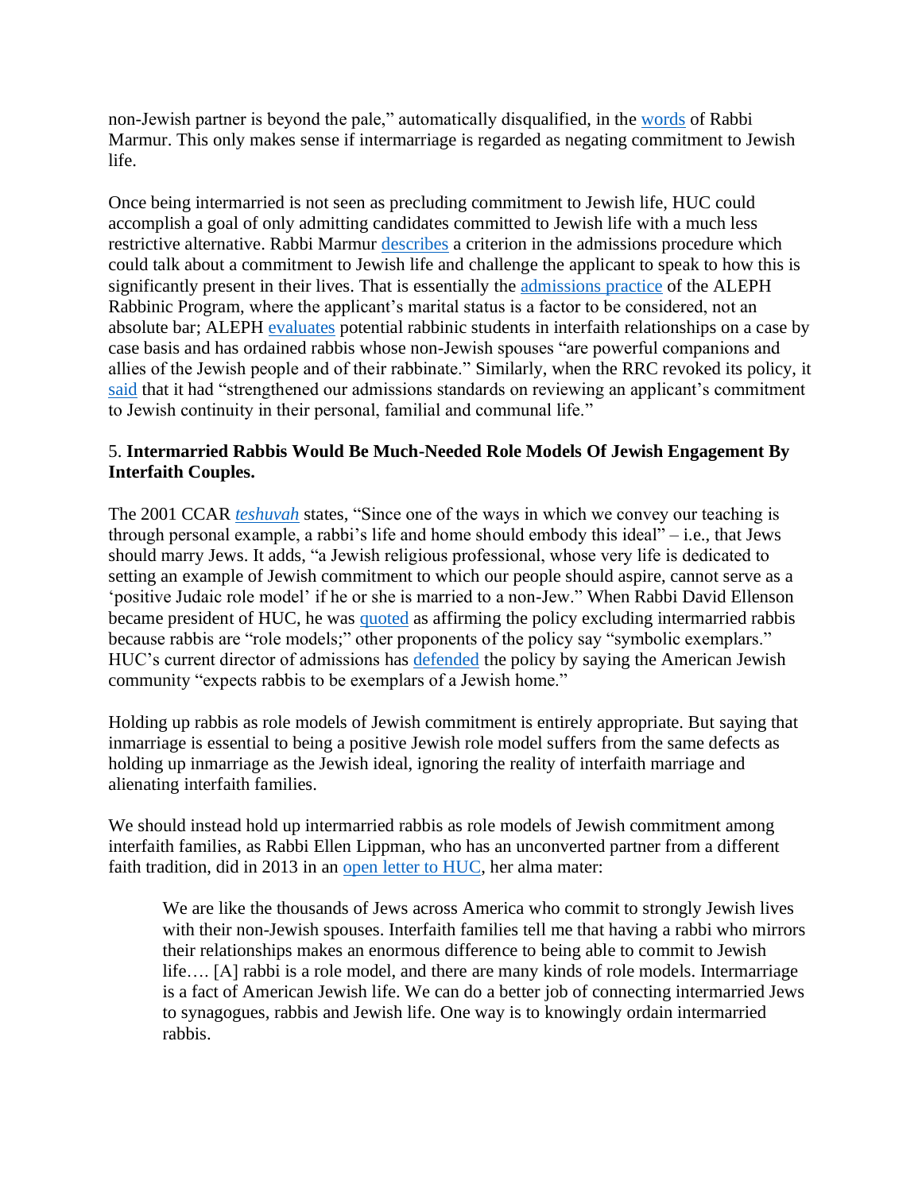non-Jewish partner is beyond the pale," automatically disqualified, in the words of Rabbi Marmur. This only makes sense if intermarriage is regarded as negating commitment to Jewish life.

Once being intermarried is not seen as precluding commitment to Jewish life, HUC could accomplish a goal of only admitting candidates committed to Jewish life with a much less restrictive alternative. Rabbi Marmur describes a criterion in the admissions procedure which could talk about a commitment to Jewish life and challenge the applicant to speak to how this is significantly present in their lives. That is essentially the admissions practice of the ALEPH Rabbinic Program, where the applicant's marital status is a factor to be considered, not an absolute bar; ALEPH evaluates potential rabbinic students in interfaith relationships on a case by case basis and has ordained rabbis whose non-Jewish spouses "are powerful companions and allies of the Jewish people and of their rabbinate." Similarly, when the RRC revoked its policy, it said that it had "strengthened our admissions standards on reviewing an applicant's commitment to Jewish continuity in their personal, familial and communal life."

5. **Intermarried Rabbis Would Be Much-Needed Role Models Of Jewish Engagement By Interfaith Couples.**

The 2001 CCAR *teshuvah* states, "Since one of the ways in which we convey our teaching is through personal example, a rabbi's life and home should embody this ideal" – i.e., that Jews should marry Jews. It adds, "a Jewish religious professional, whose very life is dedicated to setting an example of Jewish commitment to which our people should aspire, cannot serve as a 'positive Judaic role model' if he or she is married to a non-Jew." When Rabbi David Ellenson became president of HUC, he was quoted as affirming the policy excluding intermarried rabbis because rabbis are "role models;" other proponents of the policy say "symbolic exemplars." HUC's current director of admissions has defended the policy by saying the American Jewish community "expects rabbis to be exemplars of a Jewish home."

Holding up rabbis as role models of Jewish commitment is entirely appropriate. But saying that inmarriage is essential to being a positive Jewish role model suffers from the same defects as holding up inmarriage as the Jewish ideal, ignoring the reality of interfaith marriage and alienating interfaith families.

We should instead hold up intermarried rabbis as role models of Jewish commitment among interfaith families, as Rabbi Ellen Lippman, who has an unconverted partner from a different faith tradition, did in 2013 in an open letter to HUC, her alma mater:

> We are like the thousands of Jews across America who commit to strongly Jewish lives with their non-Jewish spouses. Interfaith families tell me that having a rabbi who mirrors their relationships makes an enormous difference to being able to commit to Jewish life…. [A] rabbi is a role model, and there are many kinds of role models. Intermarriage is a fact of American Jewish life. We can do a better job of connecting intermarried Jews to synagogues, rabbis and Jewish life. One way is to knowingly ordain intermarried rabbis.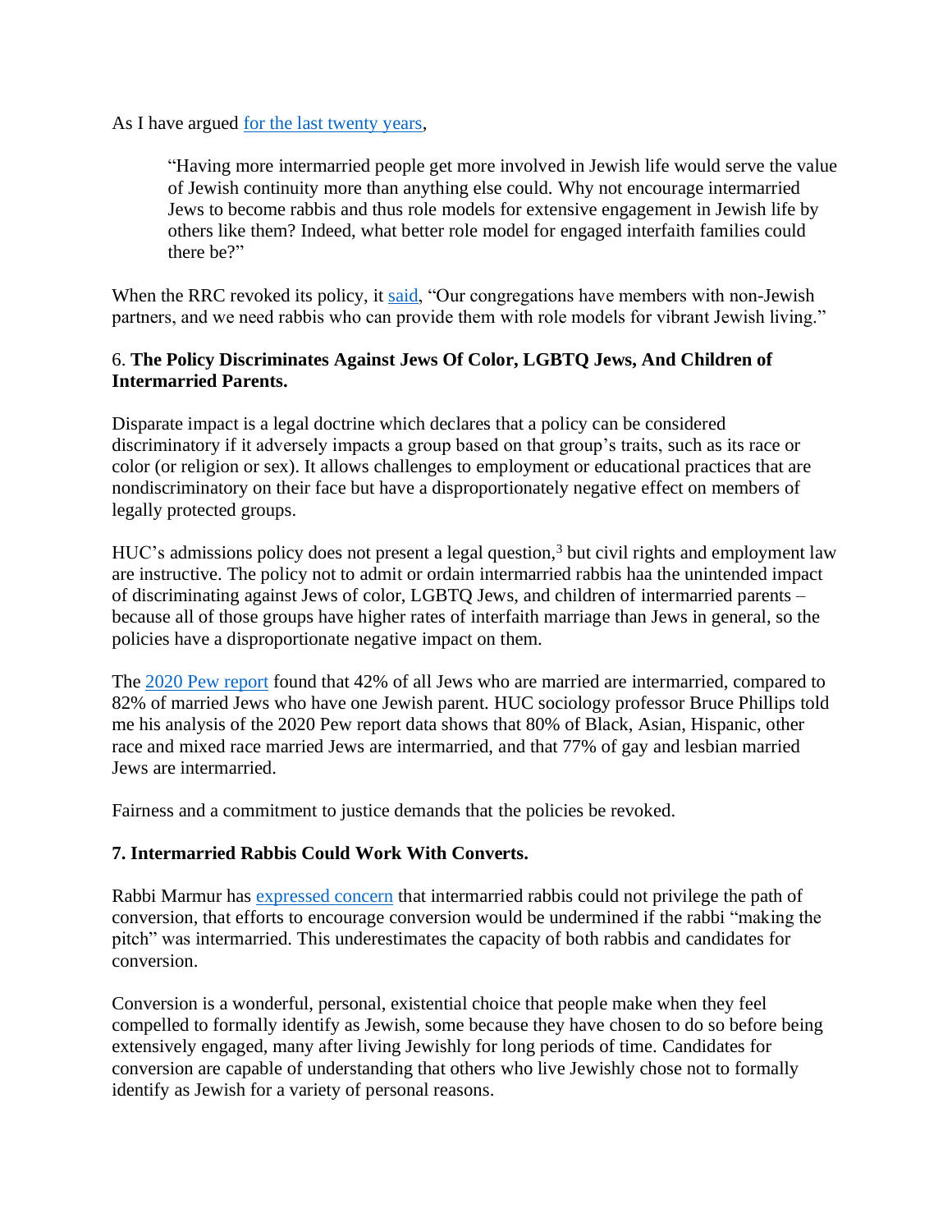As I have argued [for the last twenty years](),

> "Having more intermarried people get more involved in Jewish life would serve the value of Jewish continuity more than anything else could. Why not encourage intermarried Jews to become rabbis and thus role models for extensive engagement in Jewish life by others like them? Indeed, what better role model for engaged interfaith families could there be?"

When the RRC revoked its policy, it [said](), "Our congregations have members with non-Jewish partners, and we need rabbis who can provide them with role models for vibrant Jewish living."

### 6. **The Policy Discriminates Against Jews Of Color, LGBTQ Jews, And Children of Intermarried Parents.**

Disparate impact is a legal doctrine which declares that a policy can be considered discriminatory if it adversely impacts a group based on that group's traits, such as its race or color (or religion or sex). It allows challenges to employment or educational practices that are nondiscriminatory on their face but have a disproportionately negative effect on members of legally protected groups.

HUC's admissions policy does not present a legal question,[3] but civil rights and employment law are instructive. The policy not to admit or ordain intermarried rabbis haa the unintended impact of discriminating against Jews of color, LGBTQ Jews, and children of intermarried parents – because all of those groups have higher rates of interfaith marriage than Jews in general, so the policies have a disproportionate negative impact on them.

The [2020 Pew report]() found that 42% of all Jews who are married are intermarried, compared to 82% of married Jews who have one Jewish parent. HUC sociology professor Bruce Phillips told me his analysis of the 2020 Pew report data shows that 80% of Black, Asian, Hispanic, other race and mixed race married Jews are intermarried, and that 77% of gay and lesbian married Jews are intermarried.

Fairness and a commitment to justice demands that the policies be revoked.

### 7. Intermarried Rabbis Could Work With Converts.

Rabbi Marmur has [expressed concern]() that intermarried rabbis could not privilege the path of conversion, that efforts to encourage conversion would be undermined if the rabbi "making the pitch" was intermarried. This underestimates the capacity of both rabbis and candidates for conversion.

Conversion is a wonderful, personal, existential choice that people make when they feel compelled to formally identify as Jewish, some because they have chosen to do so before being extensively engaged, many after living Jewishly for long periods of time. Candidates for conversion are capable of understanding that others who live Jewishly chose not to formally identify as Jewish for a variety of personal reasons.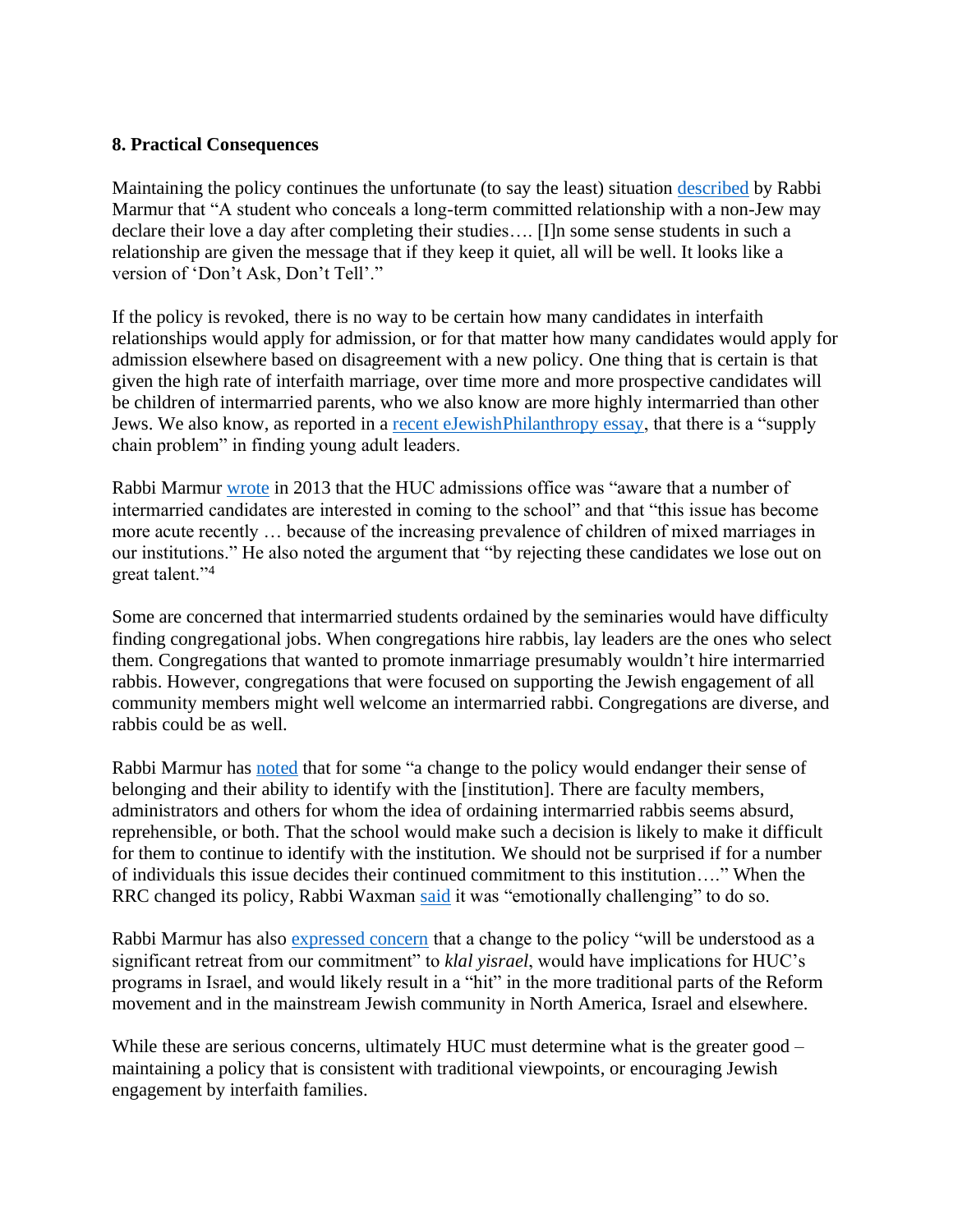**8. Practical Consequences**

Maintaining the policy continues the unfortunate (to say the least) situation described by Rabbi Marmur that "A student who conceals a long-term committed relationship with a non-Jew may declare their love a day after completing their studies…. [I]n some sense students in such a relationship are given the message that if they keep it quiet, all will be well. It looks like a version of 'Don't Ask, Don't Tell'."

If the policy is revoked, there is no way to be certain how many candidates in interfaith relationships would apply for admission, or for that matter how many candidates would apply for admission elsewhere based on disagreement with a new policy. One thing that is certain is that given the high rate of interfaith marriage, over time more and more prospective candidates will be children of intermarried parents, who we also know are more highly intermarried than other Jews. We also know, as reported in a recent eJewishPhilanthropy essay, that there is a "supply chain problem" in finding young adult leaders.

Rabbi Marmur wrote in 2013 that the HUC admissions office was "aware that a number of intermarried candidates are interested in coming to the school" and that "this issue has become more acute recently … because of the increasing prevalence of children of mixed marriages in our institutions." He also noted the argument that "by rejecting these candidates we lose out on great talent."[4]

Some are concerned that intermarried students ordained by the seminaries would have difficulty finding congregational jobs. When congregations hire rabbis, lay leaders are the ones who select them. Congregations that wanted to promote inmarriage presumably wouldn't hire intermarried rabbis. However, congregations that were focused on supporting the Jewish engagement of all community members might well welcome an intermarried rabbi. Congregations are diverse, and rabbis could be as well.

Rabbi Marmur has noted that for some "a change to the policy would endanger their sense of belonging and their ability to identify with the [institution]. There are faculty members, administrators and others for whom the idea of ordaining intermarried rabbis seems absurd, reprehensible, or both. That the school would make such a decision is likely to make it difficult for them to continue to identify with the institution. We should not be surprised if for a number of individuals this issue decides their continued commitment to this institution…." When the RRC changed its policy, Rabbi Waxman said it was "emotionally challenging" to do so.

Rabbi Marmur has also expressed concern that a change to the policy "will be understood as a significant retreat from our commitment" to *klal yisrael*, would have implications for HUC's programs in Israel, and would likely result in a "hit" in the more traditional parts of the Reform movement and in the mainstream Jewish community in North America, Israel and elsewhere.

While these are serious concerns, ultimately HUC must determine what is the greater good – maintaining a policy that is consistent with traditional viewpoints, or encouraging Jewish engagement by interfaith families.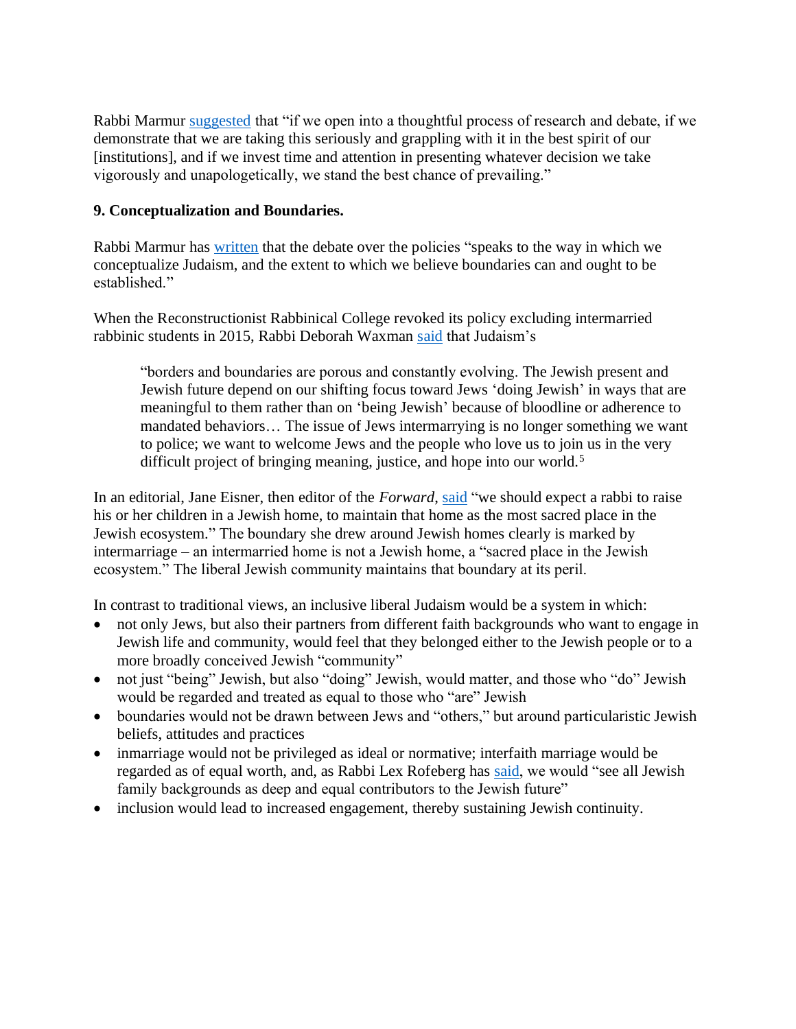Rabbi Marmur suggested that "if we open into a thoughtful process of research and debate, if we demonstrate that we are taking this seriously and grappling with it in the best spirit of our [institutions], and if we invest time and attention in presenting whatever decision we take vigorously and unapologetically, we stand the best chance of prevailing."

**9. Conceptualization and Boundaries.**

Rabbi Marmur has written that the debate over the policies "speaks to the way in which we conceptualize Judaism, and the extent to which we believe boundaries can and ought to be established."

When the Reconstructionist Rabbinical College revoked its policy excluding intermarried rabbinic students in 2015, Rabbi Deborah Waxman said that Judaism's

> "borders and boundaries are porous and constantly evolving. The Jewish present and Jewish future depend on our shifting focus toward Jews 'doing Jewish' in ways that are meaningful to them rather than on 'being Jewish' because of bloodline or adherence to mandated behaviors… The issue of Jews intermarrying is no longer something we want to police; we want to welcome Jews and the people who love us to join us in the very difficult project of bringing meaning, justice, and hope into our world.[5]

In an editorial, Jane Eisner, then editor of the *Forward*, said "we should expect a rabbi to raise his or her children in a Jewish home, to maintain that home as the most sacred place in the Jewish ecosystem." The boundary she drew around Jewish homes clearly is marked by intermarriage – an intermarried home is not a Jewish home, a "sacred place in the Jewish ecosystem." The liberal Jewish community maintains that boundary at its peril.

In contrast to traditional views, an inclusive liberal Judaism would be a system in which:

- not only Jews, but also their partners from different faith backgrounds who want to engage in Jewish life and community, would feel that they belonged either to the Jewish people or to a more broadly conceived Jewish "community"
- not just "being" Jewish, but also "doing" Jewish, would matter, and those who "do" Jewish would be regarded and treated as equal to those who "are" Jewish
- boundaries would not be drawn between Jews and "others," but around particularistic Jewish beliefs, attitudes and practices
- inmarriage would not be privileged as ideal or normative; interfaith marriage would be regarded as of equal worth, and, as Rabbi Lex Rofeberg has said, we would "see all Jewish family backgrounds as deep and equal contributors to the Jewish future"
- inclusion would lead to increased engagement, thereby sustaining Jewish continuity.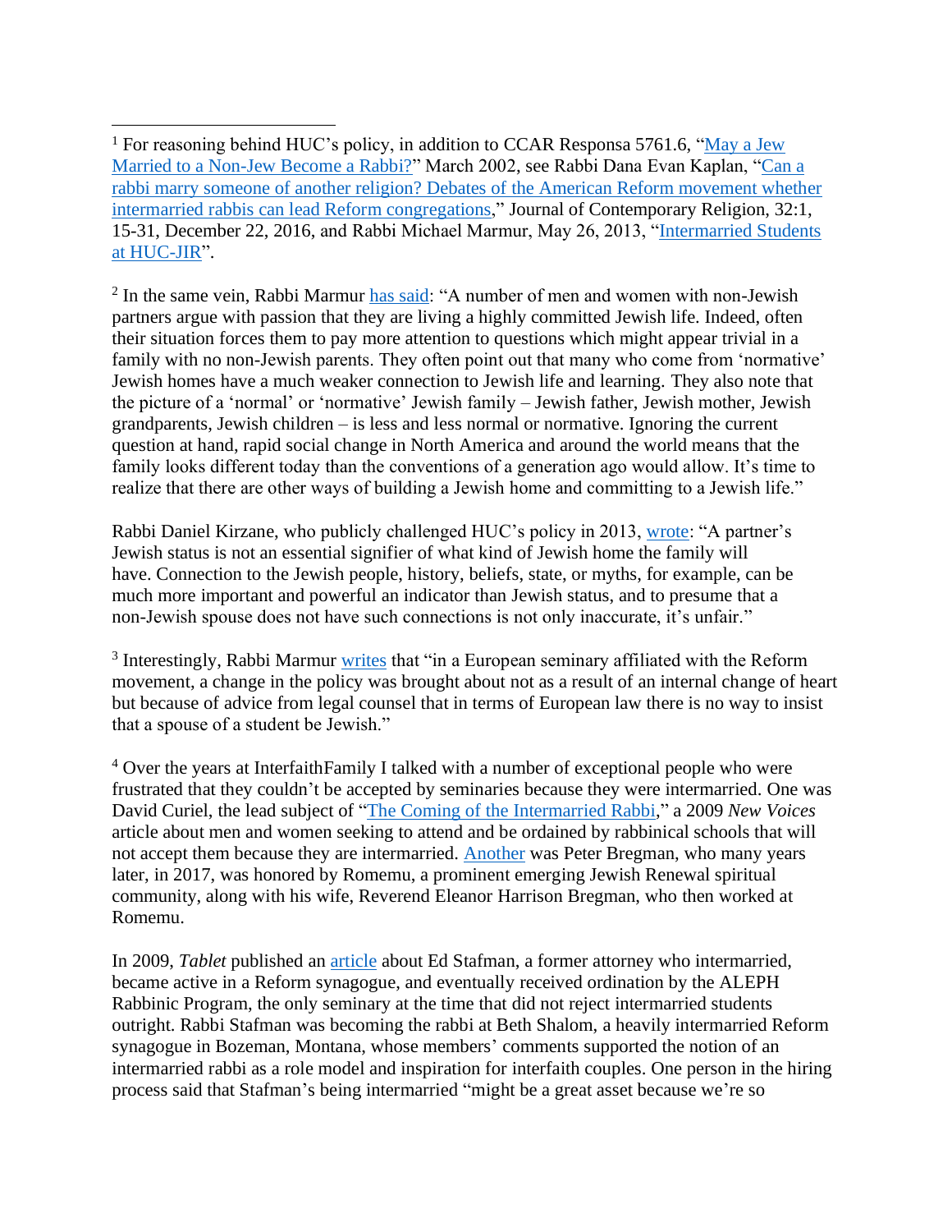[1] For reasoning behind HUC's policy, in addition to CCAR Responsa 5761.6, "May a Jew Married to a Non-Jew Become a Rabbi?" March 2002, see Rabbi Dana Evan Kaplan, "Can a rabbi marry someone of another religion? Debates of the American Reform movement whether intermarried rabbis can lead Reform congregations," Journal of Contemporary Religion, 32:1, 15-31, December 22, 2016, and Rabbi Michael Marmur, May 26, 2013, "Intermarried Students at HUC-JIR".

[2] In the same vein, Rabbi Marmur has said: "A number of men and women with non-Jewish partners argue with passion that they are living a highly committed Jewish life. Indeed, often their situation forces them to pay more attention to questions which might appear trivial in a family with no non-Jewish parents. They often point out that many who come from 'normative' Jewish homes have a much weaker connection to Jewish life and learning. They also note that the picture of a 'normal' or 'normative' Jewish family – Jewish father, Jewish mother, Jewish grandparents, Jewish children – is less and less normal or normative. Ignoring the current question at hand, rapid social change in North America and around the world means that the family looks different today than the conventions of a generation ago would allow. It's time to realize that there are other ways of building a Jewish home and committing to a Jewish life."

Rabbi Daniel Kirzane, who publicly challenged HUC's policy in 2013, wrote: "A partner's Jewish status is not an essential signifier of what kind of Jewish home the family will have. Connection to the Jewish people, history, beliefs, state, or myths, for example, can be much more important and powerful an indicator than Jewish status, and to presume that a non-Jewish spouse does not have such connections is not only inaccurate, it's unfair."

[3] Interestingly, Rabbi Marmur writes that "in a European seminary affiliated with the Reform movement, a change in the policy was brought about not as a result of an internal change of heart but because of advice from legal counsel that in terms of European law there is no way to insist that a spouse of a student be Jewish."

[4] Over the years at InterfaithFamily I talked with a number of exceptional people who were frustrated that they couldn't be accepted by seminaries because they were intermarried. One was David Curiel, the lead subject of "The Coming of the Intermarried Rabbi," a 2009 *New Voices* article about men and women seeking to attend and be ordained by rabbinical schools that will not accept them because they are intermarried. Another was Peter Bregman, who many years later, in 2017, was honored by Romemu, a prominent emerging Jewish Renewal spiritual community, along with his wife, Reverend Eleanor Harrison Bregman, who then worked at Romemu.

In 2009, *Tablet* published an article about Ed Stafman, a former attorney who intermarried, became active in a Reform synagogue, and eventually received ordination by the ALEPH Rabbinic Program, the only seminary at the time that did not reject intermarried students outright. Rabbi Stafman was becoming the rabbi at Beth Shalom, a heavily intermarried Reform synagogue in Bozeman, Montana, whose members' comments supported the notion of an intermarried rabbi as a role model and inspiration for interfaith couples. One person in the hiring process said that Stafman's being intermarried "might be a great asset because we're so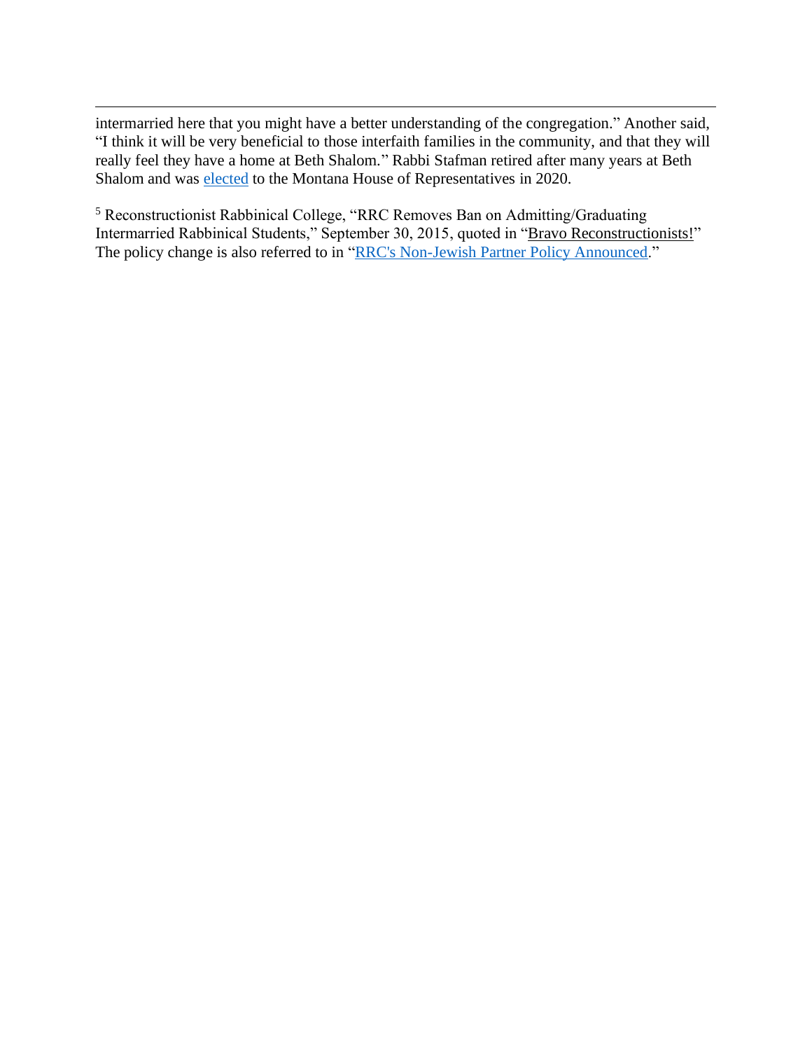intermarried here that you might have a better understanding of the congregation." Another said, "I think it will be very beneficial to those interfaith families in the community, and that they will really feel they have a home at Beth Shalom." Rabbi Stafman retired after many years at Beth Shalom and was elected to the Montana House of Representatives in 2020.

[5] Reconstructionist Rabbinical College, "RRC Removes Ban on Admitting/Graduating Intermarried Rabbinical Students," September 30, 2015, quoted in "Bravo Reconstructionists!" The policy change is also referred to in "RRC's Non-Jewish Partner Policy Announced."